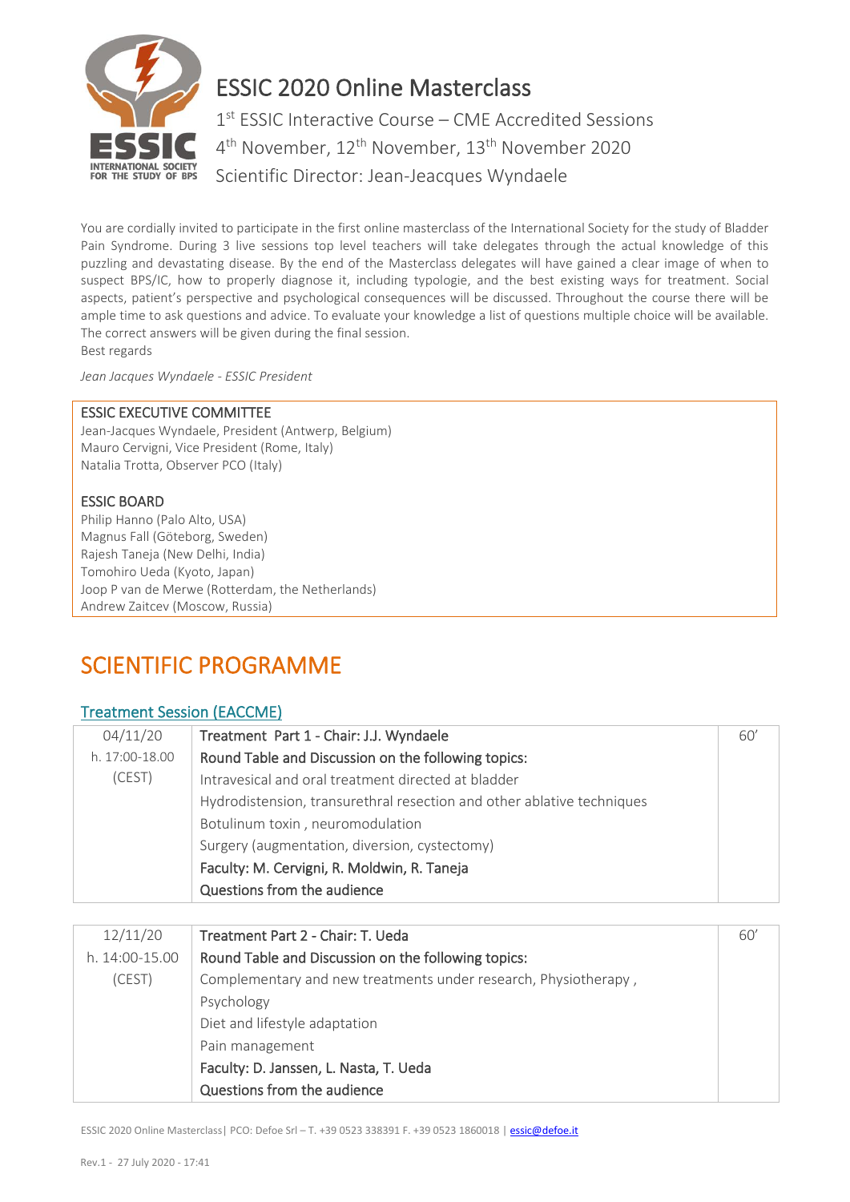# ESSIC 2020 Online Masterclass

1st ESSIC Interactive Course – CME Accredited Sessions

4th November, 12th November, 13th November 2020

Scientific Director: Jean-Jeacques Wyndaele

You are cordially invited to participate in the first online masterclass of the International Society for the study of Bladder Pain Syndrome. During 3 live sessions top level teachers will take delegates through the actual knowledge of this puzzling and devastating disease. By the end of the Masterclass delegates will have gained a clear image of when to suspect BPS/IC, how to properly diagnose it, including typologie, and the best existing ways for treatment. Social aspects, patient's perspective and psychological consequences will be discussed. Throughout the course there will be ample time to ask questions and advice. To evaluate your knowledge a list of questions multiple choice will be available. The correct answers will be given during the final session.

Best regards

*Jean Jacques Wyndaele - ESSIC President*

**ESSIC EXECUTIVE COMMITTEE**

Jean-Jacques Wyndaele, President (Antwerp, Belgium)
Mauro Cervigni, Vice President (Rome, Italy)
Natalia Trotta, Observer PCO (Italy)

**ESSIC BOARD**

Philip Hanno (Palo Alto, USA)
Magnus Fall (Göteborg, Sweden)
Rajesh Taneja (New Delhi, India)
Tomohiro Ueda (Kyoto, Japan)
Joop P van de Merwe (Rotterdam, the Netherlands)
Andrew Zaitcev (Moscow, Russia)

# SCIENTIFIC PROGRAMME

## Treatment Session (EACCME)

| | | |
|---|---|---|
| 04/11/20 | Treatment Part 1 - Chair: J.J. Wyndaele | 60' |
| h. 17:00-18.00 | Round Table and Discussion on the following topics: | |
| (CEST) | Intravesical and oral treatment directed at bladder | |
| | Hydrodistension, transurethral resection and other ablative techniques | |
| | Botulinum toxin , neuromodulation | |
| | Surgery (augmentation, diversion, cystectomy) | |
| | Faculty: M. Cervigni, R. Moldwin, R. Taneja | |
| | Questions from the audience | |

| | | |
|---|---|---|
| 12/11/20 | Treatment Part 2 - Chair: T. Ueda | 60' |
| h. 14:00-15.00 | Round Table and Discussion on the following topics: | |
| (CEST) | Complementary and new treatments under research, Physiotherapy , | |
| | Psychology | |
| | Diet and lifestyle adaptation | |
| | Pain management | |
| | Faculty: D. Janssen, L. Nasta, T. Ueda | |
| | Questions from the audience | |

ESSIC 2020 Online Masterclass| PCO: Defoe Srl – T. +39 0523 338391 F. +39 0523 1860018 | essic@defoe.it

Rev.1 - 27 July 2020 - 17:41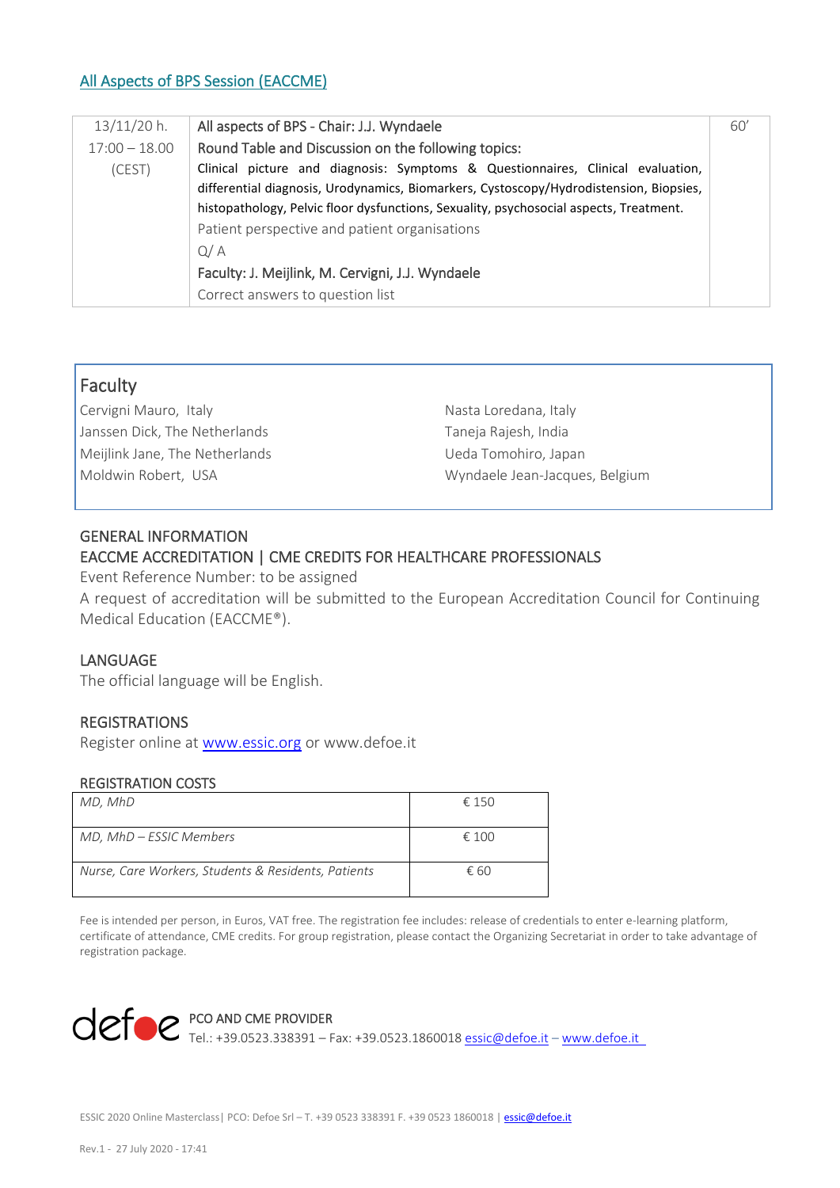## All Aspects of BPS Session (EACCME)

| | | |
|---|---|---|
| 13/11/20 h.<br>17:00 – 18.00<br>(CEST) | All aspects of BPS - Chair: J.J. Wyndaele<br>Round Table and Discussion on the following topics:<br>Clinical picture and diagnosis: Symptoms & Questionnaires, Clinical evaluation, differential diagnosis, Urodynamics, Biomarkers, Cystoscopy/Hydrodistension, Biopsies, histopathology, Pelvic floor dysfunctions, Sexuality, psychosocial aspects, Treatment.<br>Patient perspective and patient organisations<br>Q/ A<br>Faculty: J. Meijlink, M. Cervigni, J.J. Wyndaele<br>Correct answers to question list | 60' |

## Faculty

Cervigni Mauro, Italy
Janssen Dick, The Netherlands
Meijlink Jane, The Netherlands
Moldwin Robert, USA
Nasta Loredana, Italy
Taneja Rajesh, India
Ueda Tomohiro, Japan
Wyndaele Jean-Jacques, Belgium

## GENERAL INFORMATION

### EACCME ACCREDITATION | CME CREDITS FOR HEALTHCARE PROFESSIONALS

Event Reference Number: to be assigned

A request of accreditation will be submitted to the European Accreditation Council for Continuing Medical Education (EACCME®).

### LANGUAGE

The official language will be English.

### REGISTRATIONS

Register online at www.essic.org or www.defoe.it

### REGISTRATION COSTS

| | |
|---|---|
| *MD, MhD* | € 150 |
| *MD, MhD – ESSIC Members* | € 100 |
| *Nurse, Care Workers, Students & Residents, Patients* | € 60 |

Fee is intended per person, in Euros, VAT free. The registration fee includes: release of credentials to enter e-learning platform, certificate of attendance, CME credits. For group registration, please contact the Organizing Secretariat in order to take advantage of registration package.

defoe PCO AND CME PROVIDER
Tel.: +39.0523.338391 – Fax: +39.0523.1860018 essic@defoe.it – www.defoe.it

ESSIC 2020 Online Masterclass| PCO: Defoe Srl – T. +39 0523 338391 F. +39 0523 1860018 | essic@defoe.it

Rev.1 - 27 July 2020 - 17:41